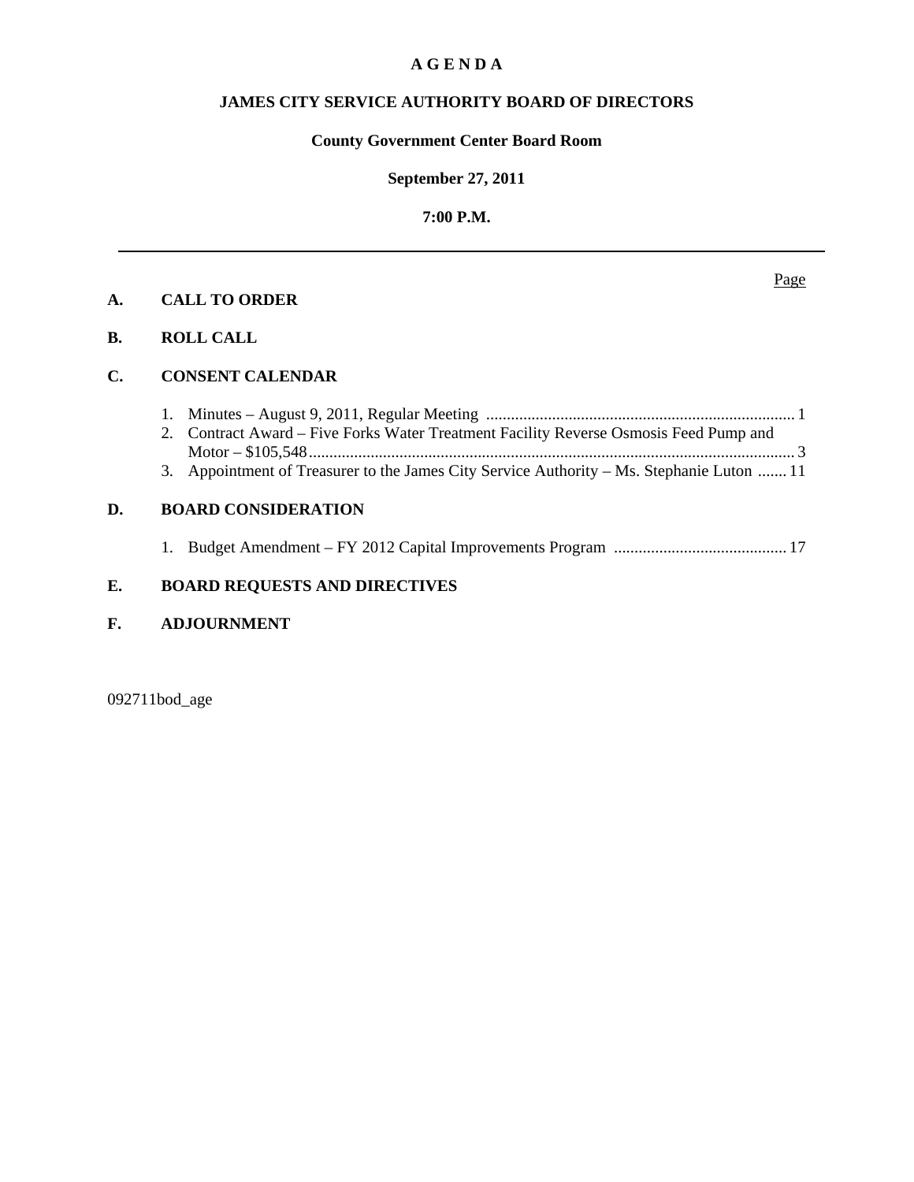# A G E N D A

## JAMES CITY SERVICE AUTHORITY BOARD OF DIRECTORS

### County Government Center Board Room

### September 27, 2011

### 7:00 P.M.

---

Page

**A. CALL TO ORDER**

**B. ROLL CALL**

**C. CONSENT CALENDAR**

1. Minutes – August 9, 2011, Regular Meeting .......... 1
2. Contract Award – Five Forks Water Treatment Facility Reverse Osmosis Feed Pump and Motor – $105,548 .......... 3
3. Appointment of Treasurer to the James City Service Authority – Ms. Stephanie Luton .......... 11

**D. BOARD CONSIDERATION**

1. Budget Amendment – FY 2012 Capital Improvements Program .......... 17

**E. BOARD REQUESTS AND DIRECTIVES**

**F. ADJOURNMENT**

092711bod_age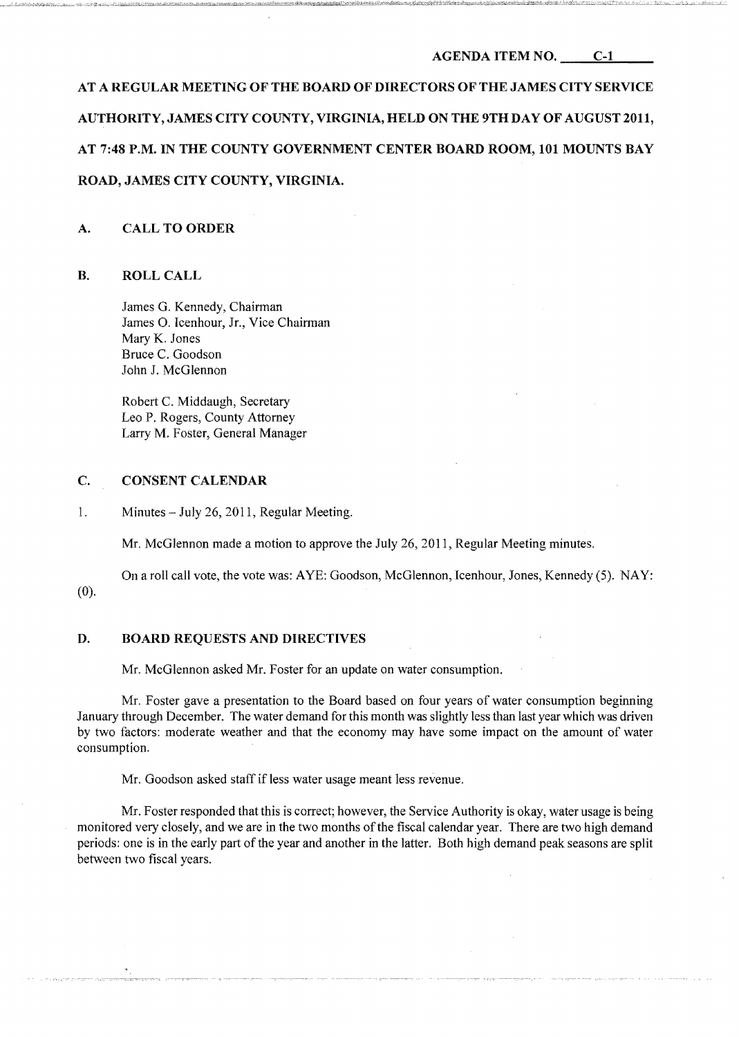AGENDA ITEM NO. C-1

**AT A REGULAR MEETING OF THE BOARD OF DIRECTORS OF THE JAMES CITY SERVICE AUTHORITY, JAMES CITY COUNTY, VIRGINIA, HELD ON THE 9TH DAY OF AUGUST 2011, AT 7:48 P.M. IN THE COUNTY GOVERNMENT CENTER BOARD ROOM, 101 MOUNTS BAY ROAD, JAMES CITY COUNTY, VIRGINIA.**

## A. CALL TO ORDER

## B. ROLL CALL

James G. Kennedy, Chairman
James O. Icenhour, Jr., Vice Chairman
Mary K. Jones
Bruce C. Goodson
John J. McGlennon

Robert C. Middaugh, Secretary
Leo P. Rogers, County Attorney
Larry M. Foster, General Manager

## C. CONSENT CALENDAR

1. Minutes – July 26, 2011, Regular Meeting.

Mr. McGlennon made a motion to approve the July 26, 2011, Regular Meeting minutes.

On a roll call vote, the vote was: AYE: Goodson, McGlennon, Icenhour, Jones, Kennedy (5). NAY: (0).

## D. BOARD REQUESTS AND DIRECTIVES

Mr. McGlennon asked Mr. Foster for an update on water consumption.

Mr. Foster gave a presentation to the Board based on four years of water consumption beginning January through December. The water demand for this month was slightly less than last year which was driven by two factors: moderate weather and that the economy may have some impact on the amount of water consumption.

Mr. Goodson asked staff if less water usage meant less revenue.

Mr. Foster responded that this is correct; however, the Service Authority is okay, water usage is being monitored very closely, and we are in the two months of the fiscal calendar year. There are two high demand periods: one is in the early part of the year and another in the latter. Both high demand peak seasons are split between two fiscal years.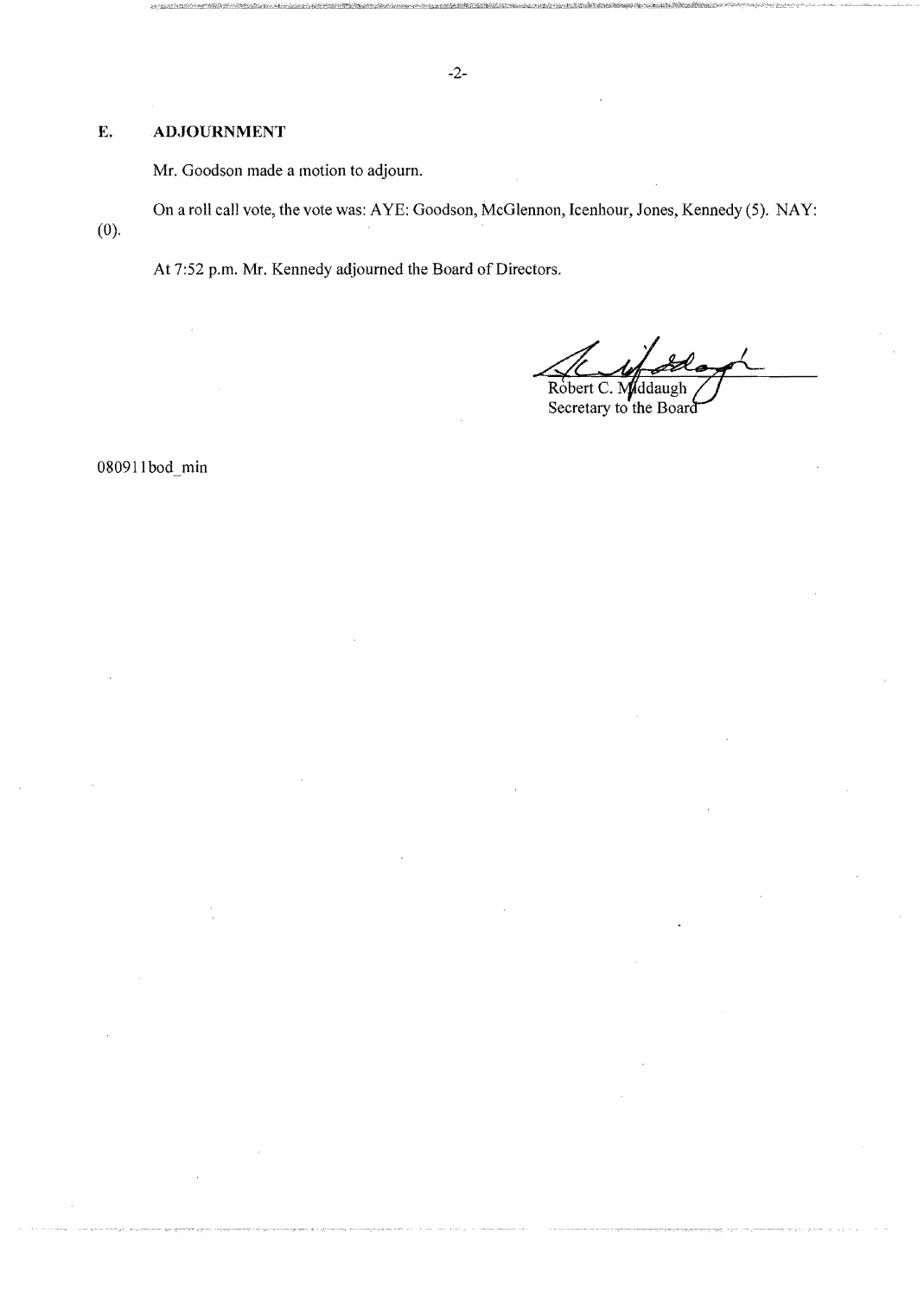## E. ADJOURNMENT

Mr. Goodson made a motion to adjourn.

On a roll call vote, the vote was: AYE: Goodson, McGlennon, Icenhour, Jones, Kennedy (5). NAY: (0).

At 7:52 p.m. Mr. Kennedy adjourned the Board of Directors.

Robert C. Middaugh
Secretary to the Board

080911bod_min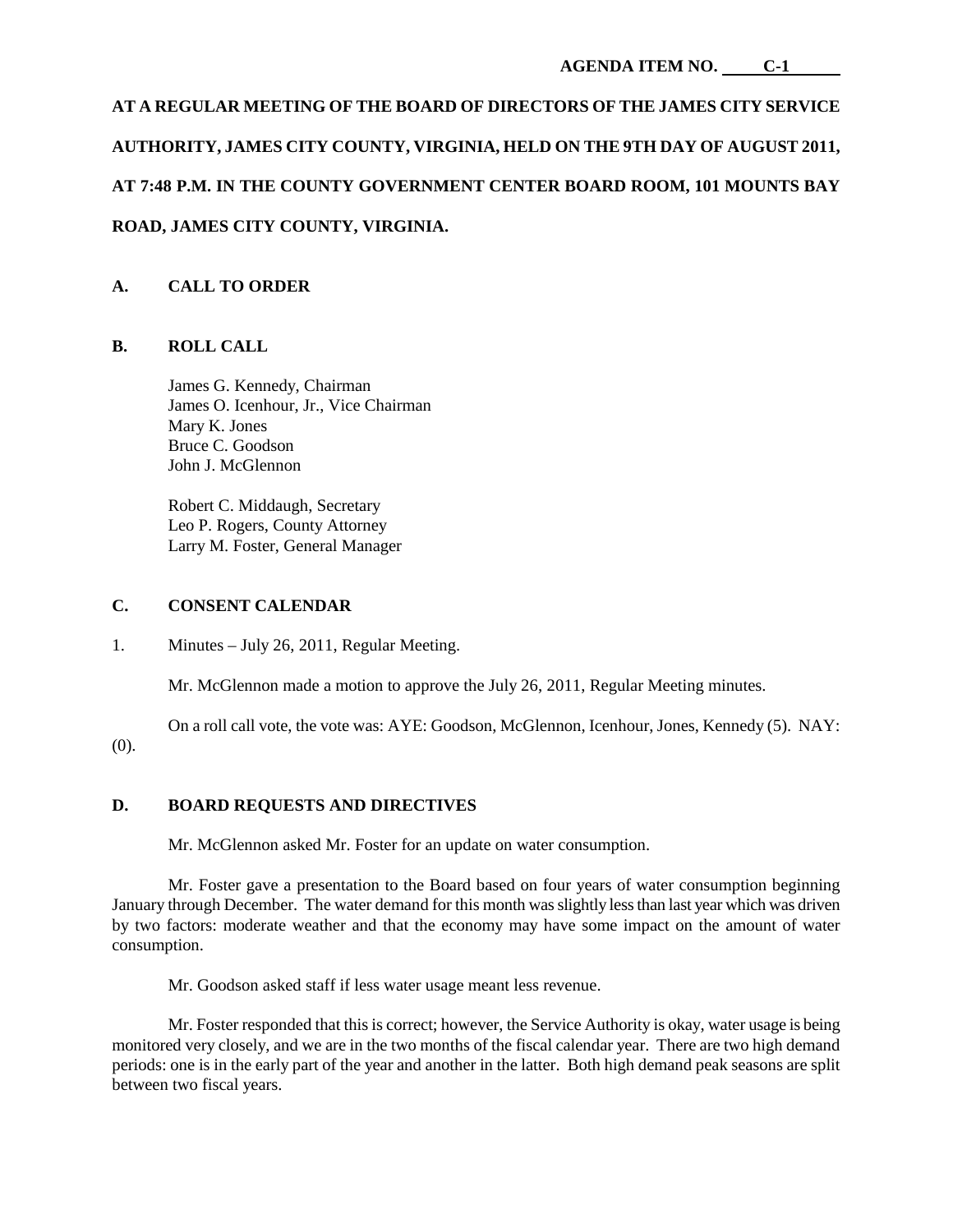**AGENDA ITEM NO. C-1**

**AT A REGULAR MEETING OF THE BOARD OF DIRECTORS OF THE JAMES CITY SERVICE AUTHORITY, JAMES CITY COUNTY, VIRGINIA, HELD ON THE 9TH DAY OF AUGUST 2011, AT 7:48 P.M. IN THE COUNTY GOVERNMENT CENTER BOARD ROOM, 101 MOUNTS BAY ROAD, JAMES CITY COUNTY, VIRGINIA.**

## A. CALL TO ORDER

## B. ROLL CALL

James G. Kennedy, Chairman
James O. Icenhour, Jr., Vice Chairman
Mary K. Jones
Bruce C. Goodson
John J. McGlennon

Robert C. Middaugh, Secretary
Leo P. Rogers, County Attorney
Larry M. Foster, General Manager

## C. CONSENT CALENDAR

1. Minutes – July 26, 2011, Regular Meeting.

Mr. McGlennon made a motion to approve the July 26, 2011, Regular Meeting minutes.

On a roll call vote, the vote was: AYE: Goodson, McGlennon, Icenhour, Jones, Kennedy (5). NAY: (0).

## D. BOARD REQUESTS AND DIRECTIVES

Mr. McGlennon asked Mr. Foster for an update on water consumption.

Mr. Foster gave a presentation to the Board based on four years of water consumption beginning January through December. The water demand for this month was slightly less than last year which was driven by two factors: moderate weather and that the economy may have some impact on the amount of water consumption.

Mr. Goodson asked staff if less water usage meant less revenue.

Mr. Foster responded that this is correct; however, the Service Authority is okay, water usage is being monitored very closely, and we are in the two months of the fiscal calendar year. There are two high demand periods: one is in the early part of the year and another in the latter. Both high demand peak seasons are split between two fiscal years.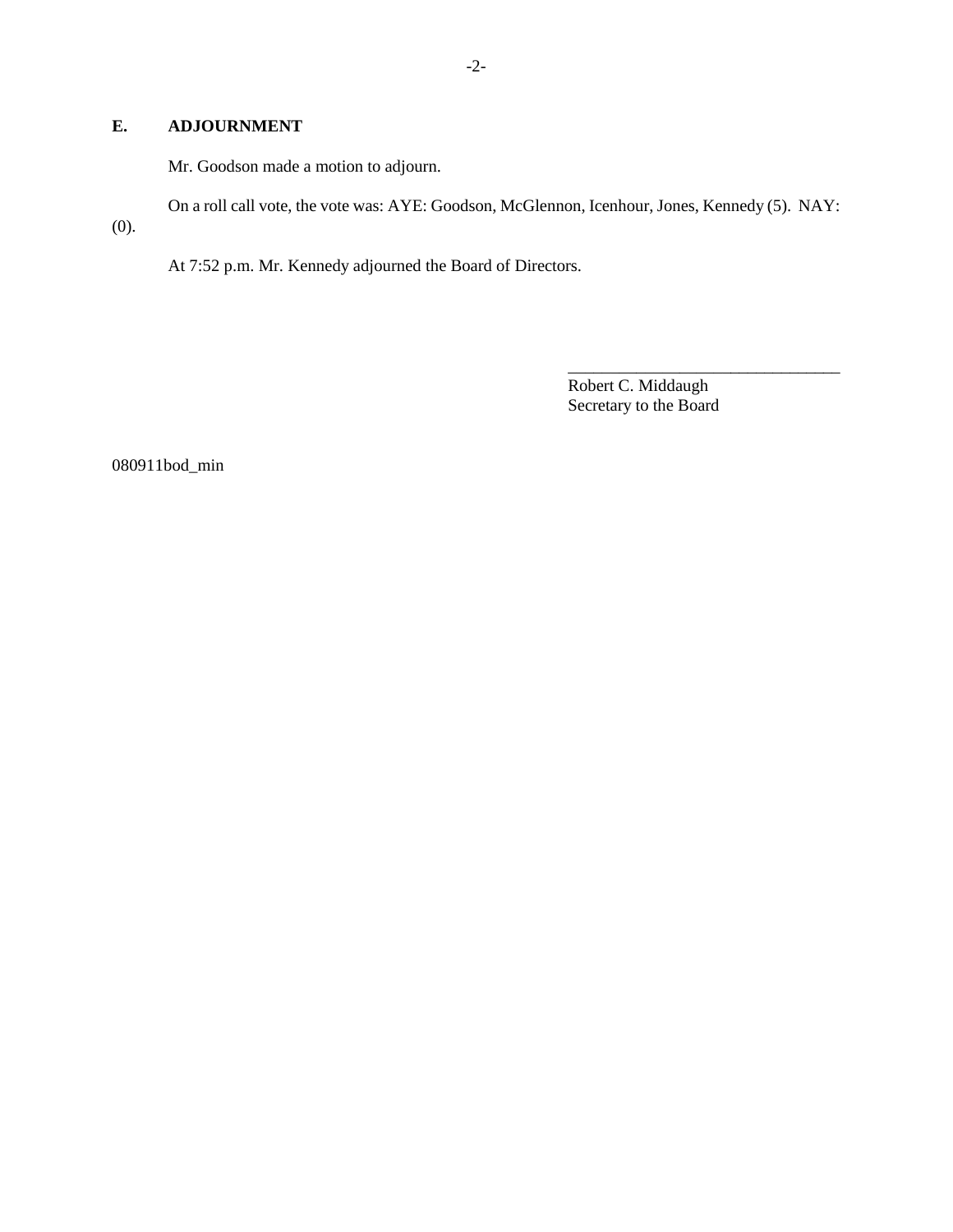## E. ADJOURNMENT

Mr. Goodson made a motion to adjourn.

On a roll call vote, the vote was: AYE: Goodson, McGlennon, Icenhour, Jones, Kennedy (5). NAY: (0).

At 7:52 p.m. Mr. Kennedy adjourned the Board of Directors.

________________________________
Robert C. Middaugh
Secretary to the Board

080911bod_min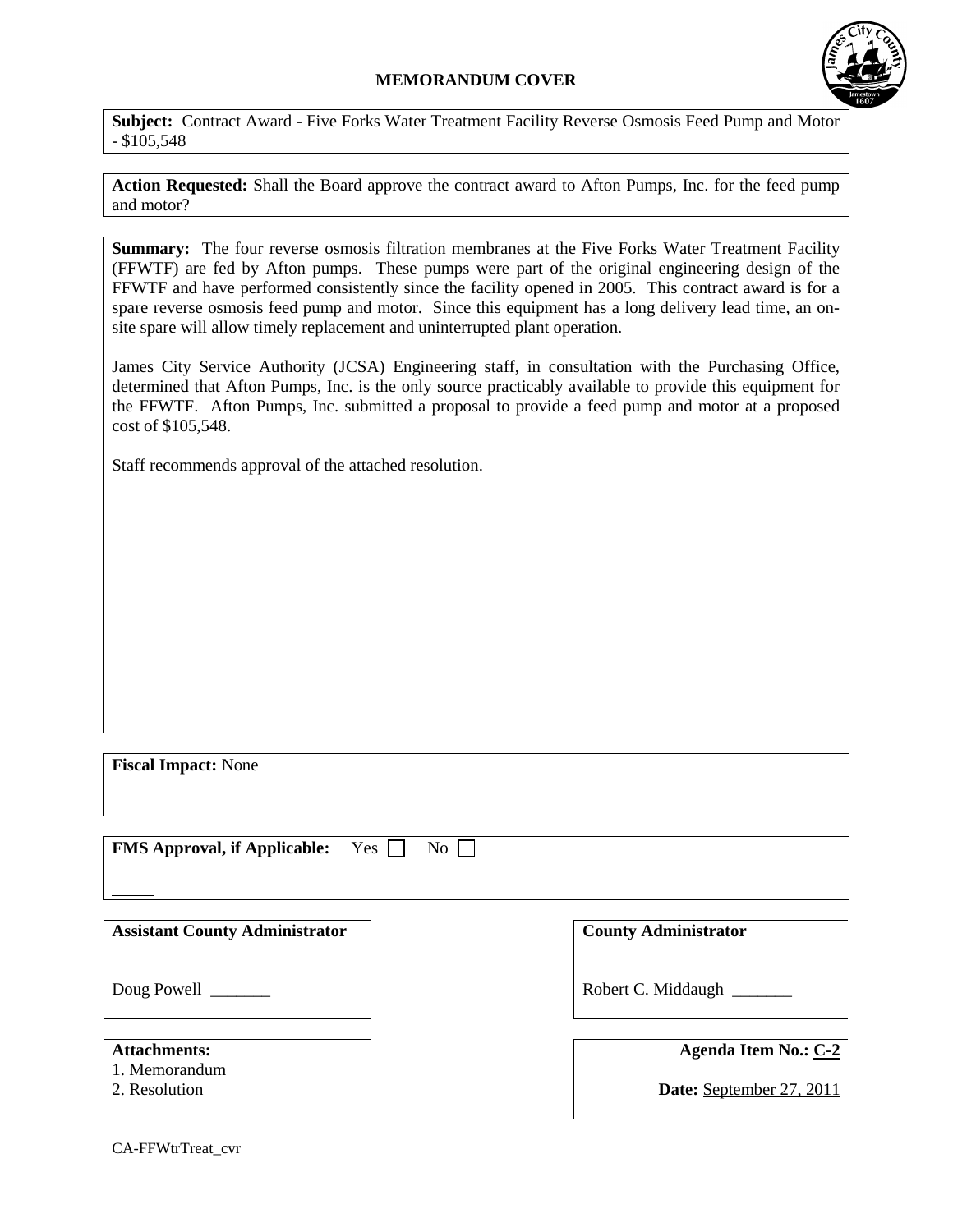## MEMORANDUM COVER

**Subject:** Contract Award - Five Forks Water Treatment Facility Reverse Osmosis Feed Pump and Motor - $105,548

**Action Requested:** Shall the Board approve the contract award to Afton Pumps, Inc. for the feed pump and motor?

**Summary:** The four reverse osmosis filtration membranes at the Five Forks Water Treatment Facility (FFWTF) are fed by Afton pumps. These pumps were part of the original engineering design of the FFWTF and have performed consistently since the facility opened in 2005. This contract award is for a spare reverse osmosis feed pump and motor. Since this equipment has a long delivery lead time, an on-site spare will allow timely replacement and uninterrupted plant operation.

James City Service Authority (JCSA) Engineering staff, in consultation with the Purchasing Office, determined that Afton Pumps, Inc. is the only source practicably available to provide this equipment for the FFWTF. Afton Pumps, Inc. submitted a proposal to provide a feed pump and motor at a proposed cost of $105,548.

Staff recommends approval of the attached resolution.

**Fiscal Impact:** None

**FMS Approval, if Applicable:** Yes ☐ No ☐

_____

**Assistant County Administrator**

Doug Powell _______

**County Administrator**

Robert C. Middaugh _______

**Attachments:**
1. Memorandum
2. Resolution

**Agenda Item No.:** C-2

**Date:** September 27, 2011

CA-FFWtrTreat_cvr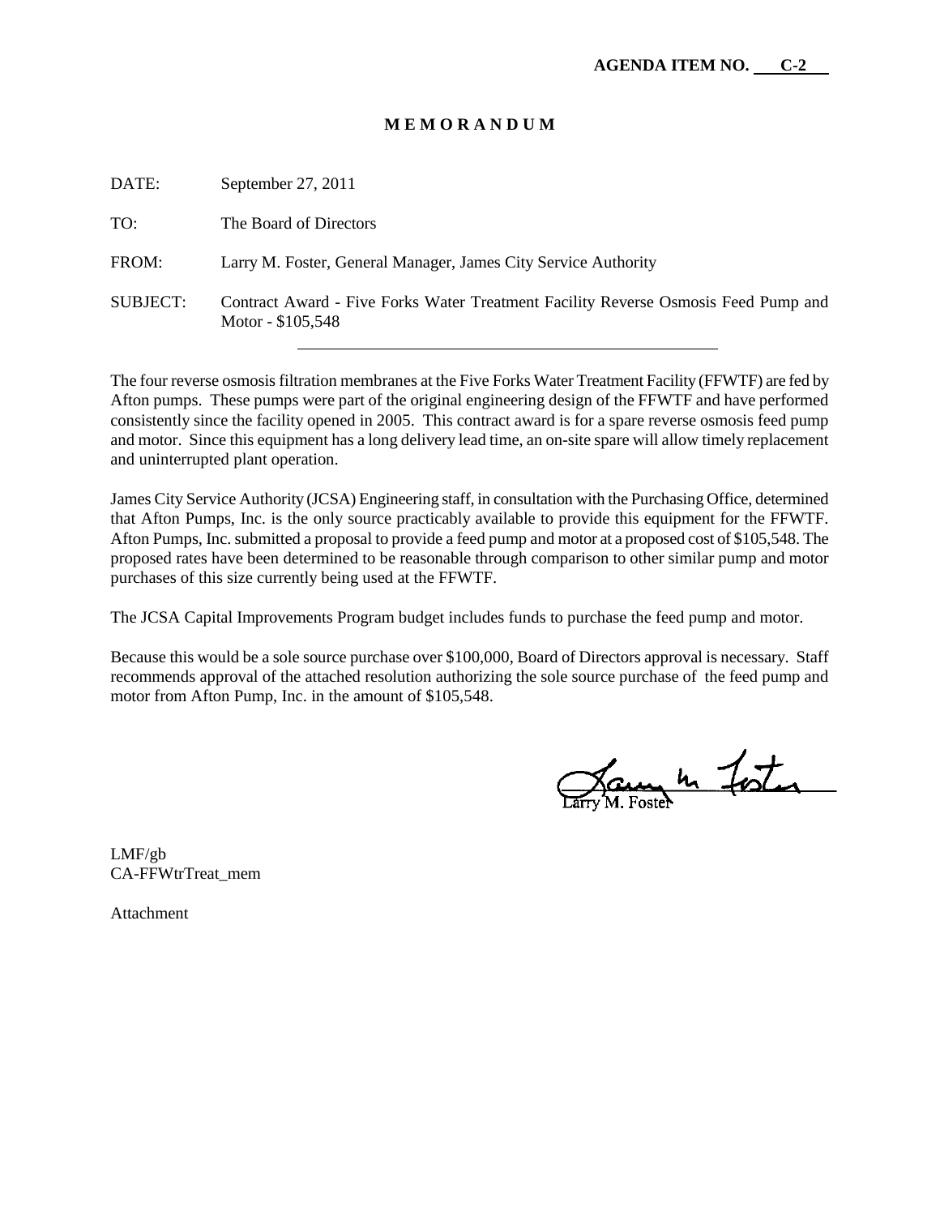**AGENDA ITEM NO. C-2**

# M E M O R A N D U M

DATE: September 27, 2011

TO: The Board of Directors

FROM: Larry M. Foster, General Manager, James City Service Authority

SUBJECT: Contract Award - Five Forks Water Treatment Facility Reverse Osmosis Feed Pump and Motor - $105,548

---

The four reverse osmosis filtration membranes at the Five Forks Water Treatment Facility (FFWTF) are fed by Afton pumps. These pumps were part of the original engineering design of the FFWTF and have performed consistently since the facility opened in 2005. This contract award is for a spare reverse osmosis feed pump and motor. Since this equipment has a long delivery lead time, an on-site spare will allow timely replacement and uninterrupted plant operation.

James City Service Authority (JCSA) Engineering staff, in consultation with the Purchasing Office, determined that Afton Pumps, Inc. is the only source practicably available to provide this equipment for the FFWTF. Afton Pumps, Inc. submitted a proposal to provide a feed pump and motor at a proposed cost of $105,548. The proposed rates have been determined to be reasonable through comparison to other similar pump and motor purchases of this size currently being used at the FFWTF.

The JCSA Capital Improvements Program budget includes funds to purchase the feed pump and motor.

Because this would be a sole source purchase over $100,000, Board of Directors approval is necessary. Staff recommends approval of the attached resolution authorizing the sole source purchase of the feed pump and motor from Afton Pump, Inc. in the amount of $105,548.

Larry M. Foster

LMF/gb
CA-FFWtrTreat_mem

Attachment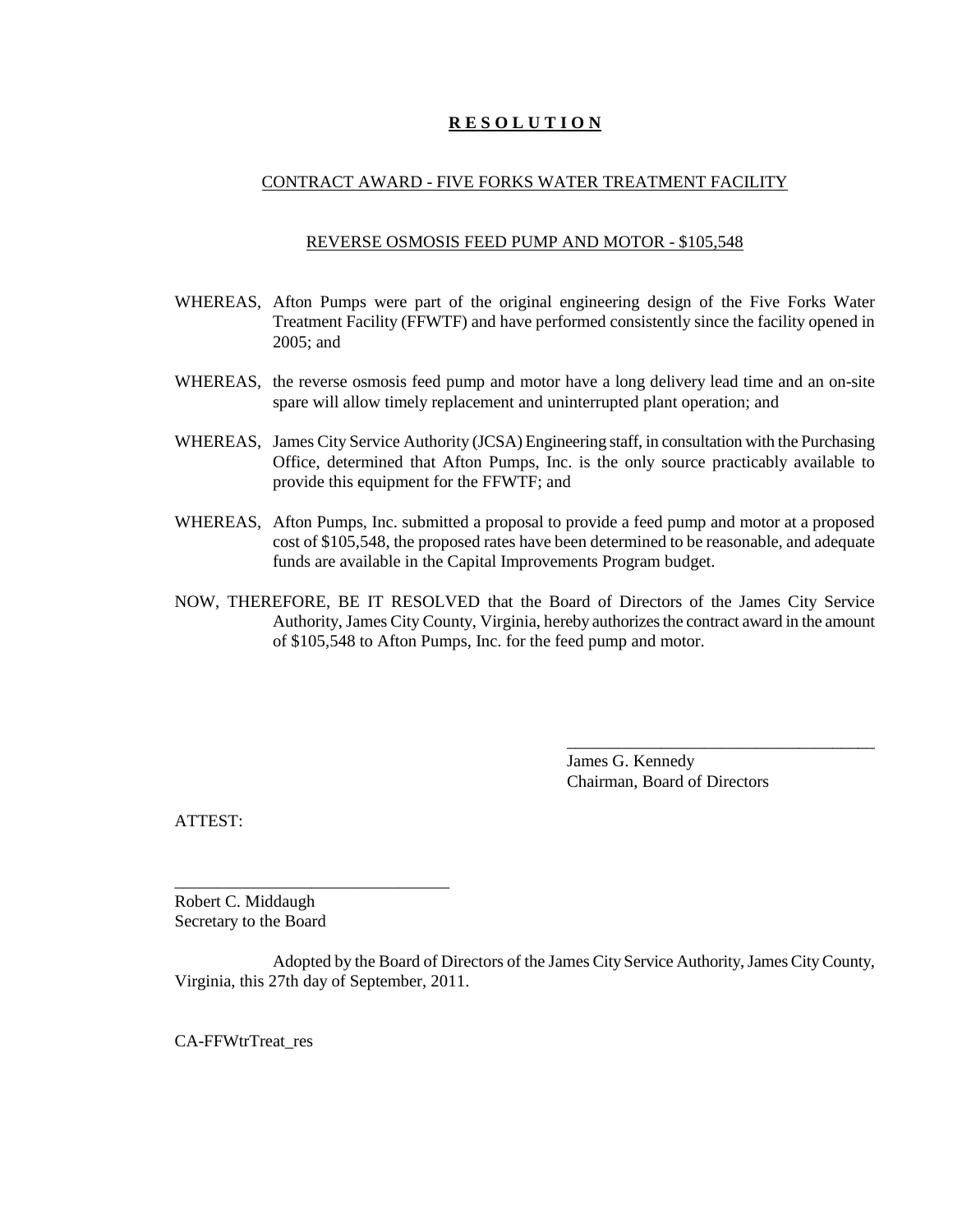# R E S O L U T I O N

## CONTRACT AWARD - FIVE FORKS WATER TREATMENT FACILITY

## REVERSE OSMOSIS FEED PUMP AND MOTOR - $105,548

WHEREAS, Afton Pumps were part of the original engineering design of the Five Forks Water Treatment Facility (FFWTF) and have performed consistently since the facility opened in 2005; and

WHEREAS, the reverse osmosis feed pump and motor have a long delivery lead time and an on-site spare will allow timely replacement and uninterrupted plant operation; and

WHEREAS, James City Service Authority (JCSA) Engineering staff, in consultation with the Purchasing Office, determined that Afton Pumps, Inc. is the only source practicably available to provide this equipment for the FFWTF; and

WHEREAS, Afton Pumps, Inc. submitted a proposal to provide a feed pump and motor at a proposed cost of $105,548, the proposed rates have been determined to be reasonable, and adequate funds are available in the Capital Improvements Program budget.

NOW, THEREFORE, BE IT RESOLVED that the Board of Directors of the James City Service Authority, James City County, Virginia, hereby authorizes the contract award in the amount of $105,548 to Afton Pumps, Inc. for the feed pump and motor.

\_\_\_\_\_\_\_\_\_\_\_\_\_\_\_\_\_\_\_\_\_\_\_\_\_\_\_\_\_\_\_\_\_\_\_\_

James G. Kennedy
Chairman, Board of Directors

ATTEST:

\_\_\_\_\_\_\_\_\_\_\_\_\_\_\_\_\_\_\_\_\_\_\_\_\_\_\_\_\_\_\_\_\_\_\_\_

Robert C. Middaugh
Secretary to the Board

Adopted by the Board of Directors of the James City Service Authority, James City County, Virginia, this 27th day of September, 2011.

CA-FFWtrTreat_res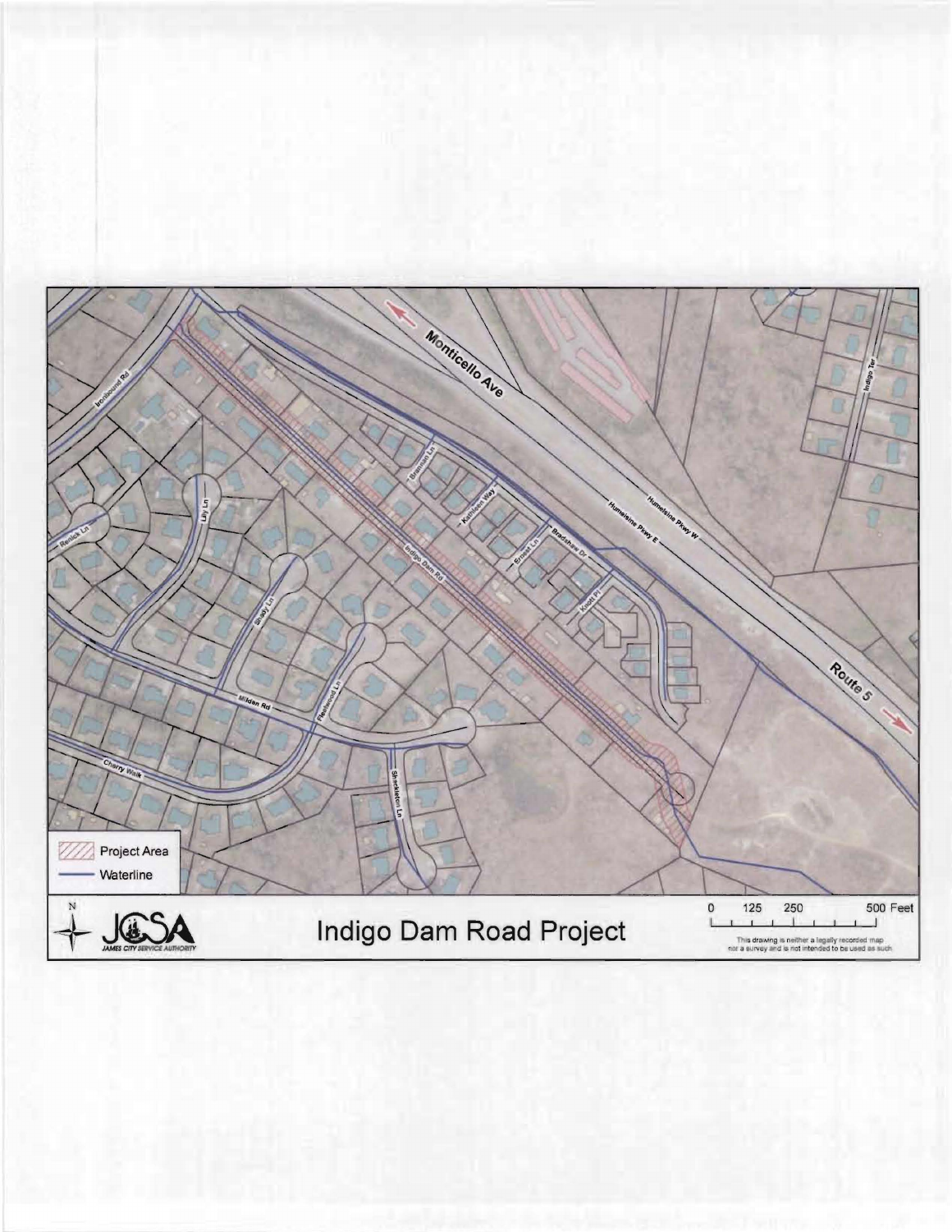# Indigo Dam Road Project

- Project Area
- Waterline

JCSA — James City Service Authority

0 125 250 500 Feet

This drawing is neither a legally recorded map nor a survey and is not intended to be used as such.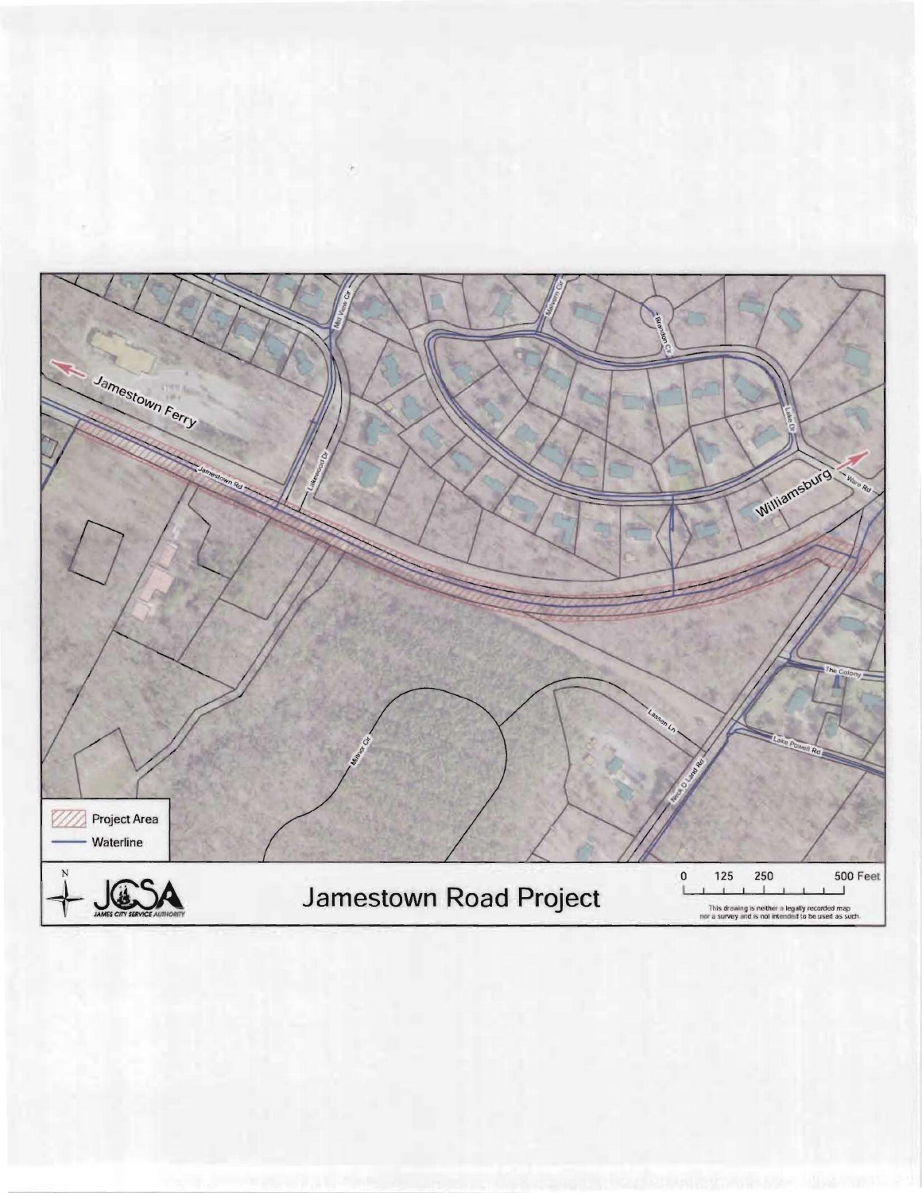Jamestown Ferry

Williamsburg

Jamestown Rd

Lakewood Dr

Mill View Cir

Malvern Cir

Brandon Cir

Lake Dr

Ware Rd

The Colony

Lake Powell Rd

Neck O Land Rd

Lasson Ln

Milner Cir

Project Area

Waterline

JCSA

JAMES CITY SERVICE AUTHORITY

# Jamestown Road Project

0 125 250 500 Feet

This drawing is neither a legally recorded map nor a survey and is not intended to be used as such.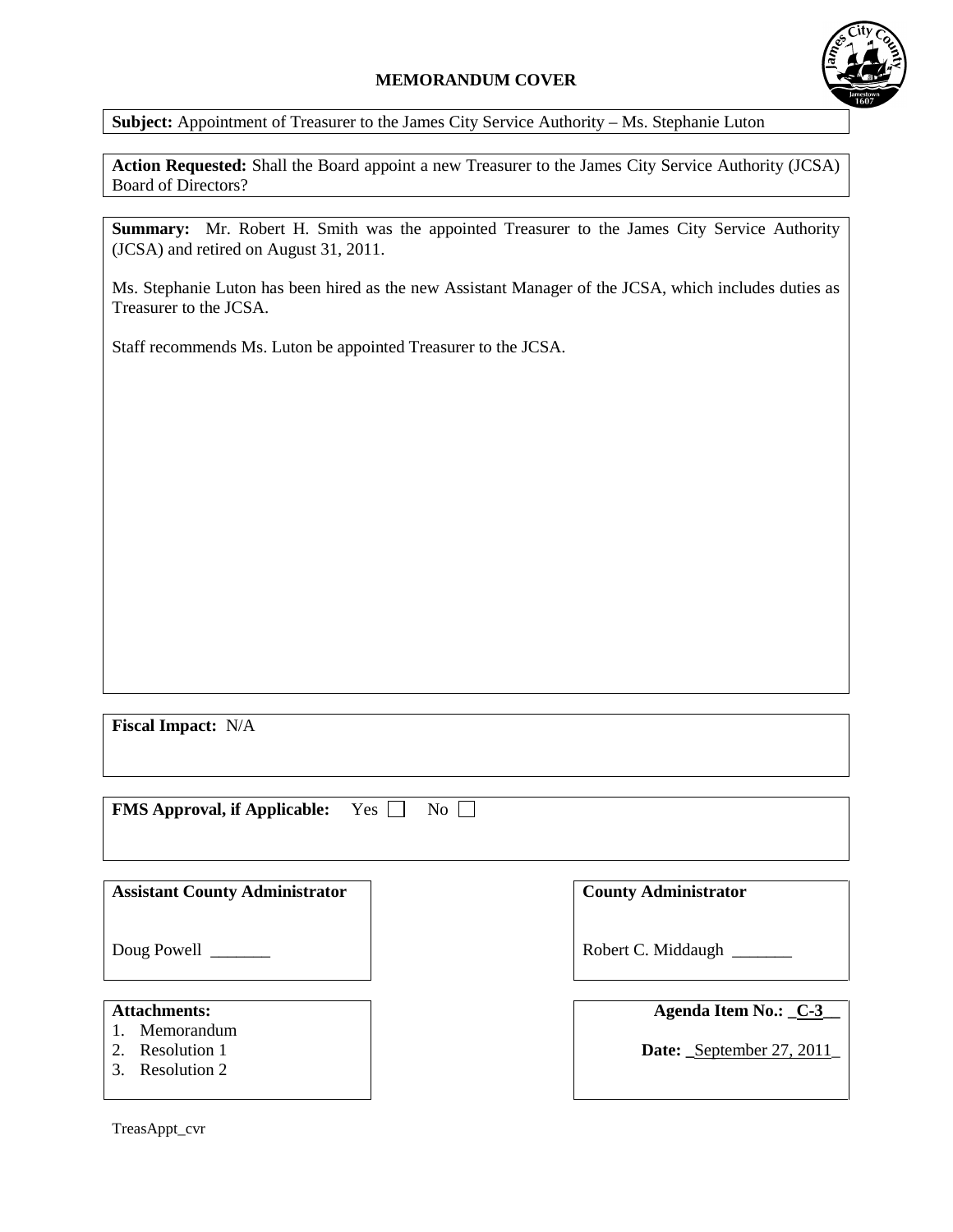# MEMORANDUM COVER

**Subject:** Appointment of Treasurer to the James City Service Authority – Ms. Stephanie Luton

**Action Requested:** Shall the Board appoint a new Treasurer to the James City Service Authority (JCSA) Board of Directors?

**Summary:** Mr. Robert H. Smith was the appointed Treasurer to the James City Service Authority (JCSA) and retired on August 31, 2011.

Ms. Stephanie Luton has been hired as the new Assistant Manager of the JCSA, which includes duties as Treasurer to the JCSA.

Staff recommends Ms. Luton be appointed Treasurer to the JCSA.

**Fiscal Impact:** N/A

**FMS Approval, if Applicable:** Yes ☐ No ☐

**Assistant County Administrator**

Doug Powell _______

**County Administrator**

Robert C. Middaugh _______

**Attachments:**

1. Memorandum
2. Resolution 1
3. Resolution 2

**Agenda Item No.:** _C-3__

**Date:** _September 27, 2011_

TreasAppt_cvr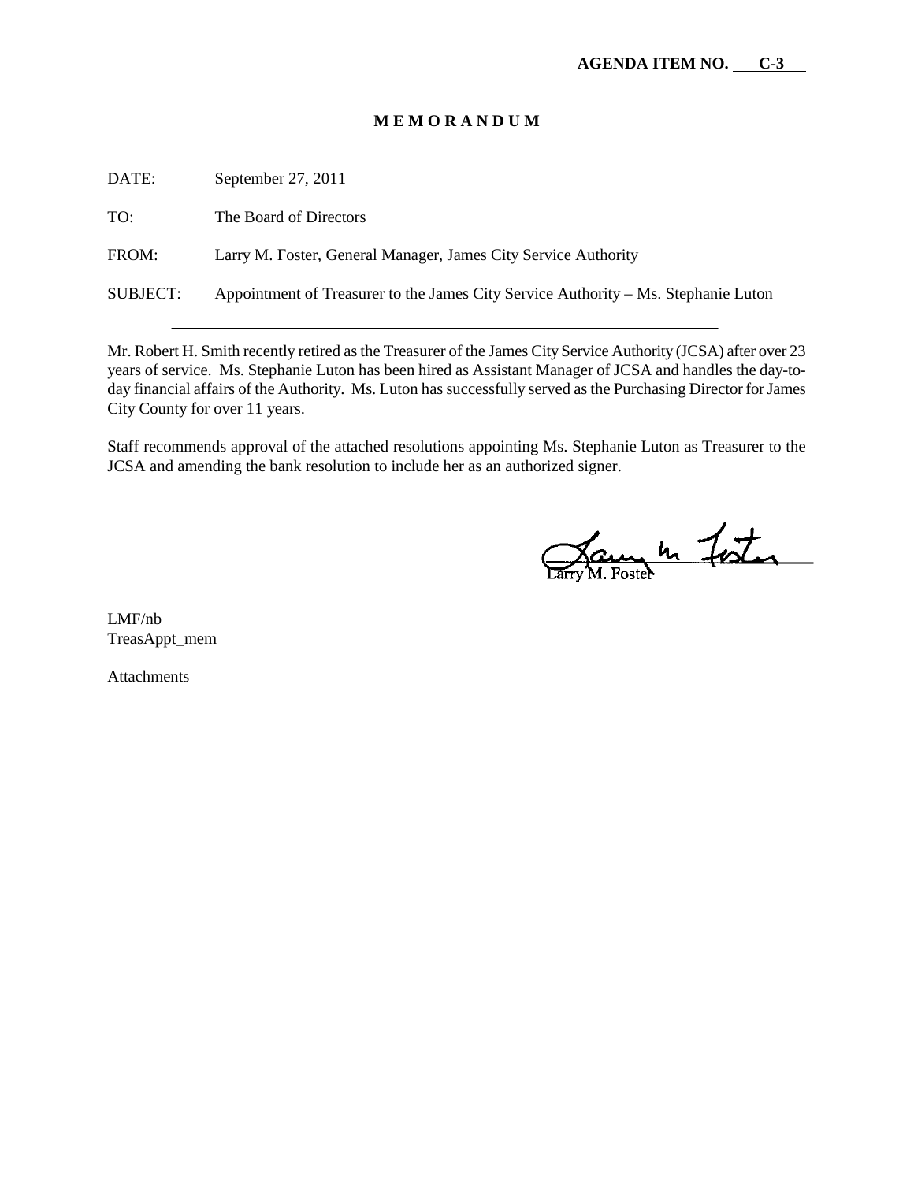**AGENDA ITEM NO. C-3**

# M E M O R A N D U M

| | |
|---|---|
| DATE: | September 27, 2011 |
| TO: | The Board of Directors |
| FROM: | Larry M. Foster, General Manager, James City Service Authority |
| SUBJECT: | Appointment of Treasurer to the James City Service Authority – Ms. Stephanie Luton |

---

Mr. Robert H. Smith recently retired as the Treasurer of the James City Service Authority (JCSA) after over 23 years of service. Ms. Stephanie Luton has been hired as Assistant Manager of JCSA and handles the day-to-day financial affairs of the Authority. Ms. Luton has successfully served as the Purchasing Director for James City County for over 11 years.

Staff recommends approval of the attached resolutions appointing Ms. Stephanie Luton as Treasurer to the JCSA and amending the bank resolution to include her as an authorized signer.

Larry M. Foster

LMF/nb
TreasAppt_mem

Attachments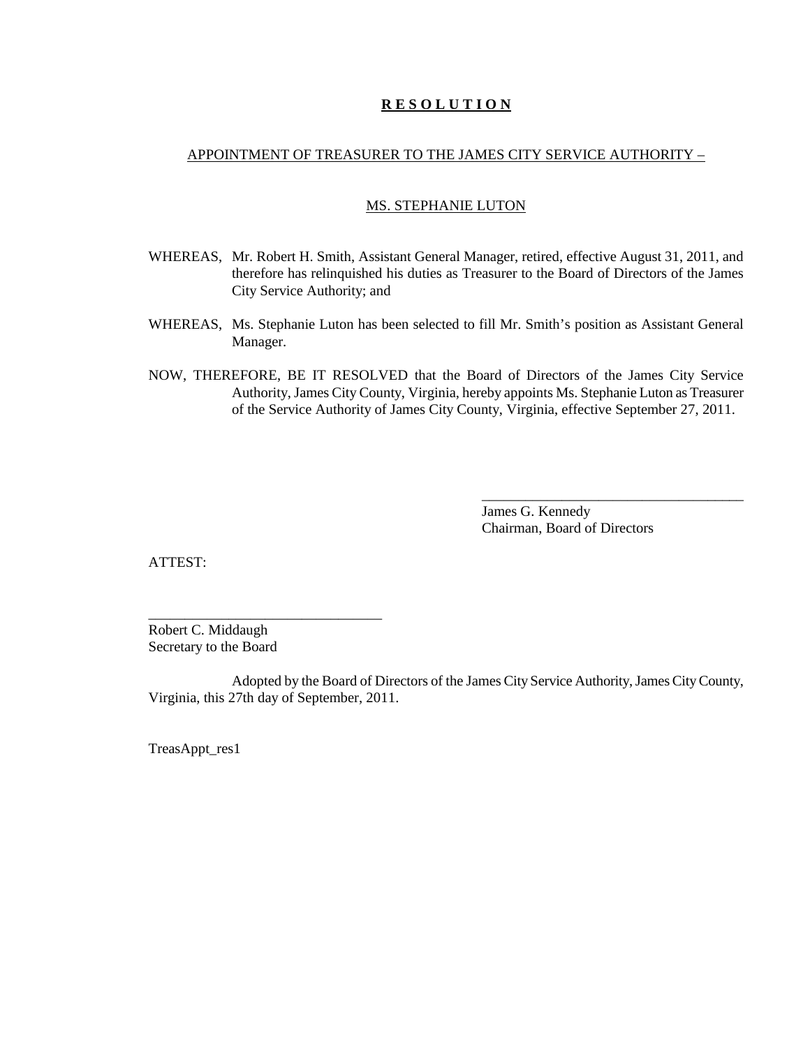# R E S O L U T I O N

## APPOINTMENT OF TREASURER TO THE JAMES CITY SERVICE AUTHORITY –

## MS. STEPHANIE LUTON

WHEREAS, Mr. Robert H. Smith, Assistant General Manager, retired, effective August 31, 2011, and therefore has relinquished his duties as Treasurer to the Board of Directors of the James City Service Authority; and

WHEREAS, Ms. Stephanie Luton has been selected to fill Mr. Smith's position as Assistant General Manager.

NOW, THEREFORE, BE IT RESOLVED that the Board of Directors of the James City Service Authority, James City County, Virginia, hereby appoints Ms. Stephanie Luton as Treasurer of the Service Authority of James City County, Virginia, effective September 27, 2011.

_____________________________________
James G. Kennedy
Chairman, Board of Directors

ATTEST:

_________________________________
Robert C. Middaugh
Secretary to the Board

Adopted by the Board of Directors of the James City Service Authority, James City County, Virginia, this 27th day of September, 2011.

TreasAppt_res1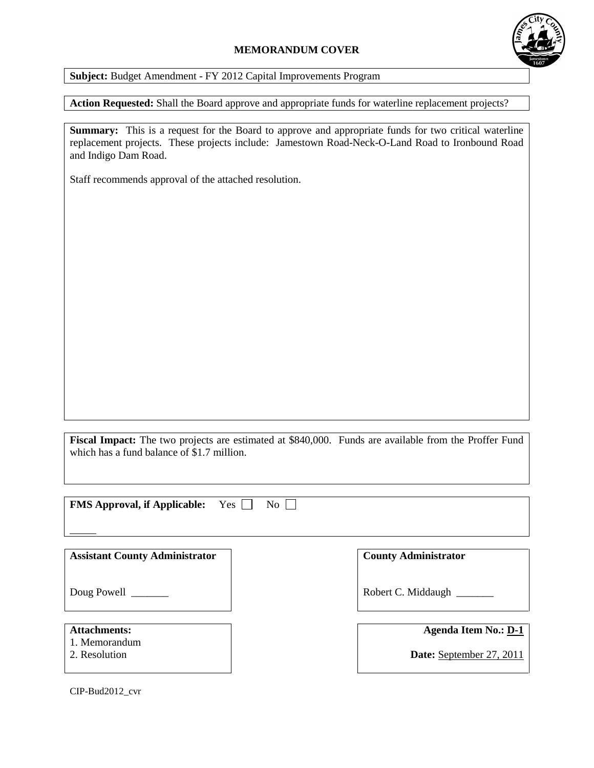**MEMORANDUM COVER**

**Subject:** Budget Amendment - FY 2012 Capital Improvements Program

**Action Requested:** Shall the Board approve and appropriate funds for waterline replacement projects?

**Summary:** This is a request for the Board to approve and appropriate funds for two critical waterline replacement projects. These projects include: Jamestown Road-Neck-O-Land Road to Ironbound Road and Indigo Dam Road.

Staff recommends approval of the attached resolution.

**Fiscal Impact:** The two projects are estimated at $840,000. Funds are available from the Proffer Fund which has a fund balance of $1.7 million.

**FMS Approval, if Applicable:** Yes ☐ No ☐

_____

**Assistant County Administrator**

Doug Powell _______

**County Administrator**

Robert C. Middaugh _______

**Attachments:**
1. Memorandum
2. Resolution

**Agenda Item No.:** D-1

**Date:** September 27, 2011

CIP-Bud2012_cvr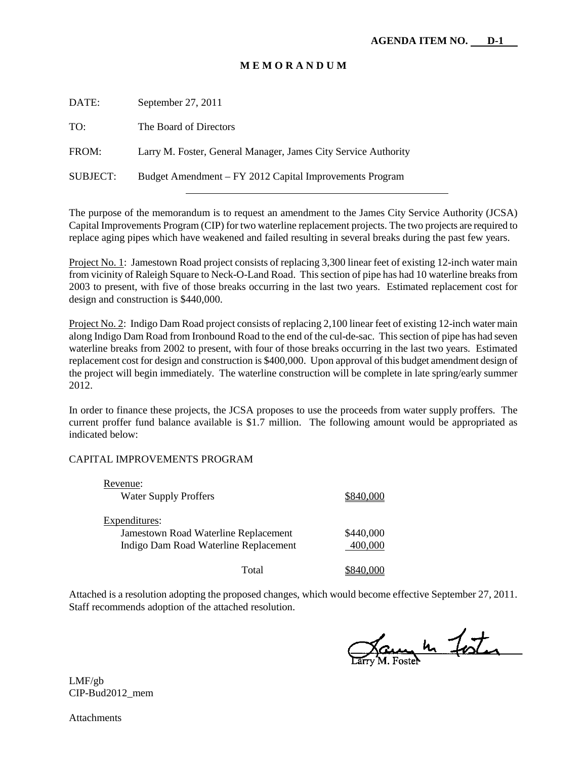**AGENDA ITEM NO. D-1**

# M E M O R A N D U M

DATE: September 27, 2011

TO: The Board of Directors

FROM: Larry M. Foster, General Manager, James City Service Authority

SUBJECT: Budget Amendment – FY 2012 Capital Improvements Program

---

The purpose of the memorandum is to request an amendment to the James City Service Authority (JCSA) Capital Improvements Program (CIP) for two waterline replacement projects. The two projects are required to replace aging pipes which have weakened and failed resulting in several breaks during the past few years.

Project No. 1: Jamestown Road project consists of replacing 3,300 linear feet of existing 12-inch water main from vicinity of Raleigh Square to Neck-O-Land Road. This section of pipe has had 10 waterline breaks from 2003 to present, with five of those breaks occurring in the last two years. Estimated replacement cost for design and construction is $440,000.

Project No. 2: Indigo Dam Road project consists of replacing 2,100 linear feet of existing 12-inch water main along Indigo Dam Road from Ironbound Road to the end of the cul-de-sac. This section of pipe has had seven waterline breaks from 2002 to present, with four of those breaks occurring in the last two years. Estimated replacement cost for design and construction is $400,000. Upon approval of this budget amendment design of the project will begin immediately. The waterline construction will be complete in late spring/early summer 2012.

In order to finance these projects, the JCSA proposes to use the proceeds from water supply proffers. The current proffer fund balance available is $1.7 million. The following amount would be appropriated as indicated below:

CAPITAL IMPROVEMENTS PROGRAM

| | |
|---|---|
| Revenue: | |
| Water Supply Proffers | $840,000 |
| Expenditures: | |
| Jamestown Road Waterline Replacement | $440,000 |
| Indigo Dam Road Waterline Replacement | 400,000 |
| Total | $840,000 |

Attached is a resolution adopting the proposed changes, which would become effective September 27, 2011. Staff recommends adoption of the attached resolution.

Larry M. Foster

LMF/gb
CIP-Bud2012_mem

Attachments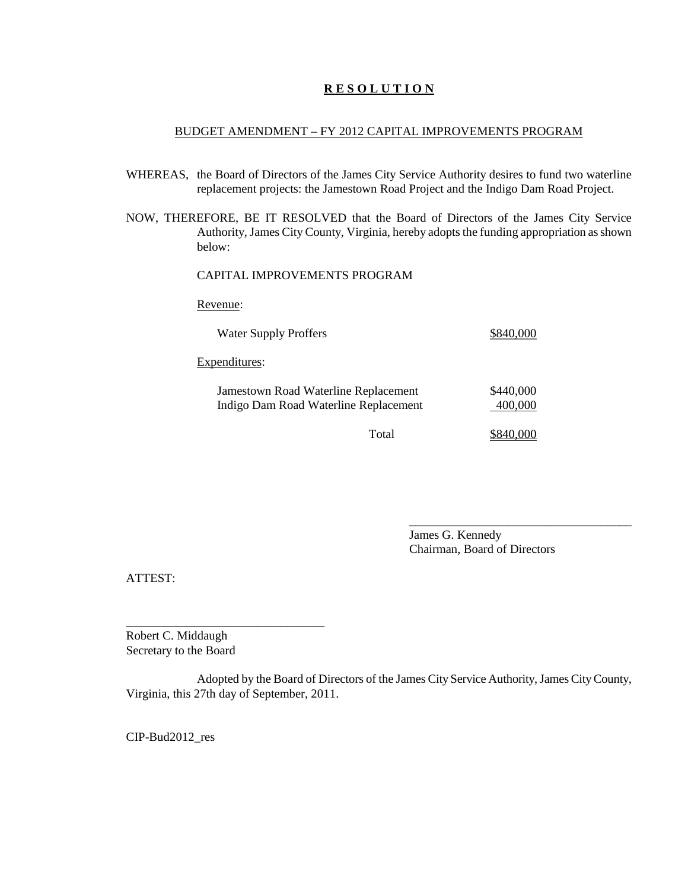# RESOLUTION

BUDGET AMENDMENT – FY 2012 CAPITAL IMPROVEMENTS PROGRAM

WHEREAS, the Board of Directors of the James City Service Authority desires to fund two waterline replacement projects: the Jamestown Road Project and the Indigo Dam Road Project.

NOW, THEREFORE, BE IT RESOLVED that the Board of Directors of the James City Service Authority, James City County, Virginia, hereby adopts the funding appropriation as shown below:

CAPITAL IMPROVEMENTS PROGRAM

Revenue:

| | |
|---|---|
| Water Supply Proffers | $840,000 |

Expenditures:

| | |
|---|---|
| Jamestown Road Waterline Replacement | $440,000 |
| Indigo Dam Road Waterline Replacement | 400,000 |
| Total | $840,000 |

James G. Kennedy
Chairman, Board of Directors

ATTEST:

Robert C. Middaugh
Secretary to the Board

Adopted by the Board of Directors of the James City Service Authority, James City County, Virginia, this 27th day of September, 2011.

CIP-Bud2012_res